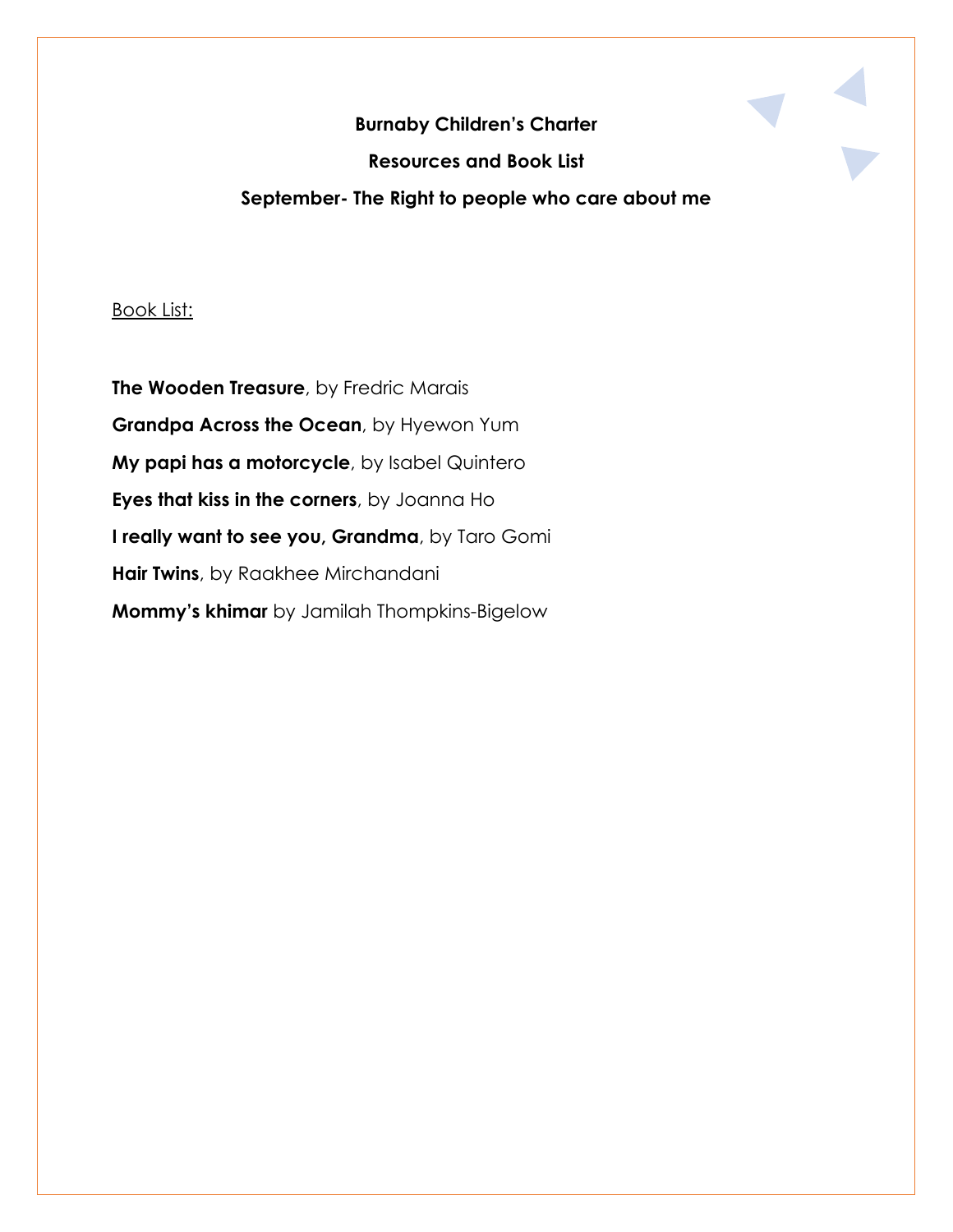**Burnaby Children's Charter**

**Resources and Book List**

**September- The Right to people who care about me**

Book List:

**The Wooden Treasure**, by Fredric Marais

**Grandpa Across the Ocean**, by Hyewon Yum

**My papi has a motorcycle**, by Isabel Quintero

**Eyes that kiss in the corners**, by Joanna Ho

**I really want to see you, Grandma**, by Taro Gomi

**Hair Twins**, by Raakhee Mirchandani

**Mommy's khimar** by Jamilah Thompkins-Bigelow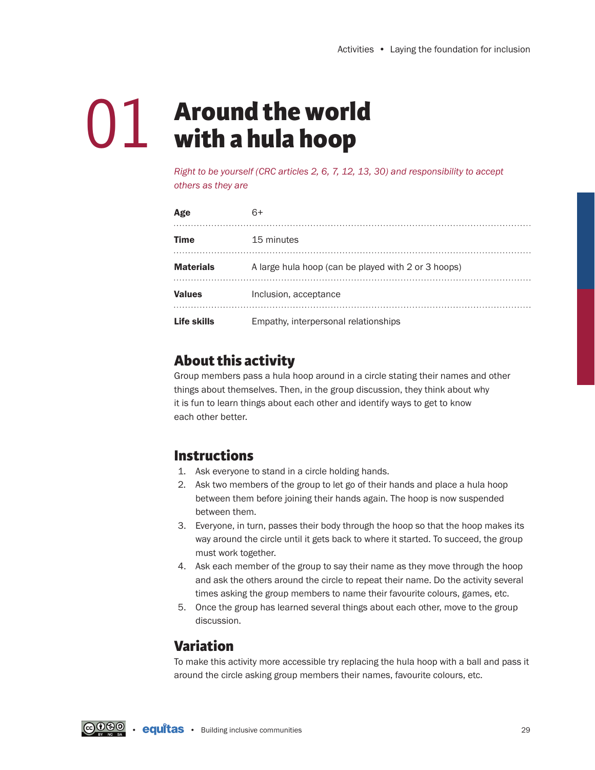# 01 Around the world with a hula hoop

*Right to be yourself (CRC articles 2, 6, 7, 12, 13, 30) and responsibility to accept others as they are*

| | |
|---|---|
| **Age** | 6+ |
| **Time** | 15 minutes |
| **Materials** | A large hula hoop (can be played with 2 or 3 hoops) |
| **Values** | Inclusion, acceptance |
| **Life skills** | Empathy, interpersonal relationships |

## About this activity

Group members pass a hula hoop around in a circle stating their names and other things about themselves. Then, in the group discussion, they think about why it is fun to learn things about each other and identify ways to get to know each other better.

## Instructions

1. Ask everyone to stand in a circle holding hands.
2. Ask two members of the group to let go of their hands and place a hula hoop between them before joining their hands again. The hoop is now suspended between them.
3. Everyone, in turn, passes their body through the hoop so that the hoop makes its way around the circle until it gets back to where it started. To succeed, the group must work together.
4. Ask each member of the group to say their name as they move through the hoop and ask the others around the circle to repeat their name. Do the activity several times asking the group members to name their favourite colours, games, etc.
5. Once the group has learned several things about each other, move to the group discussion.

## Variation

To make this activity more accessible try replacing the hula hoop with a ball and pass it around the circle asking group members their names, favourite colours, etc.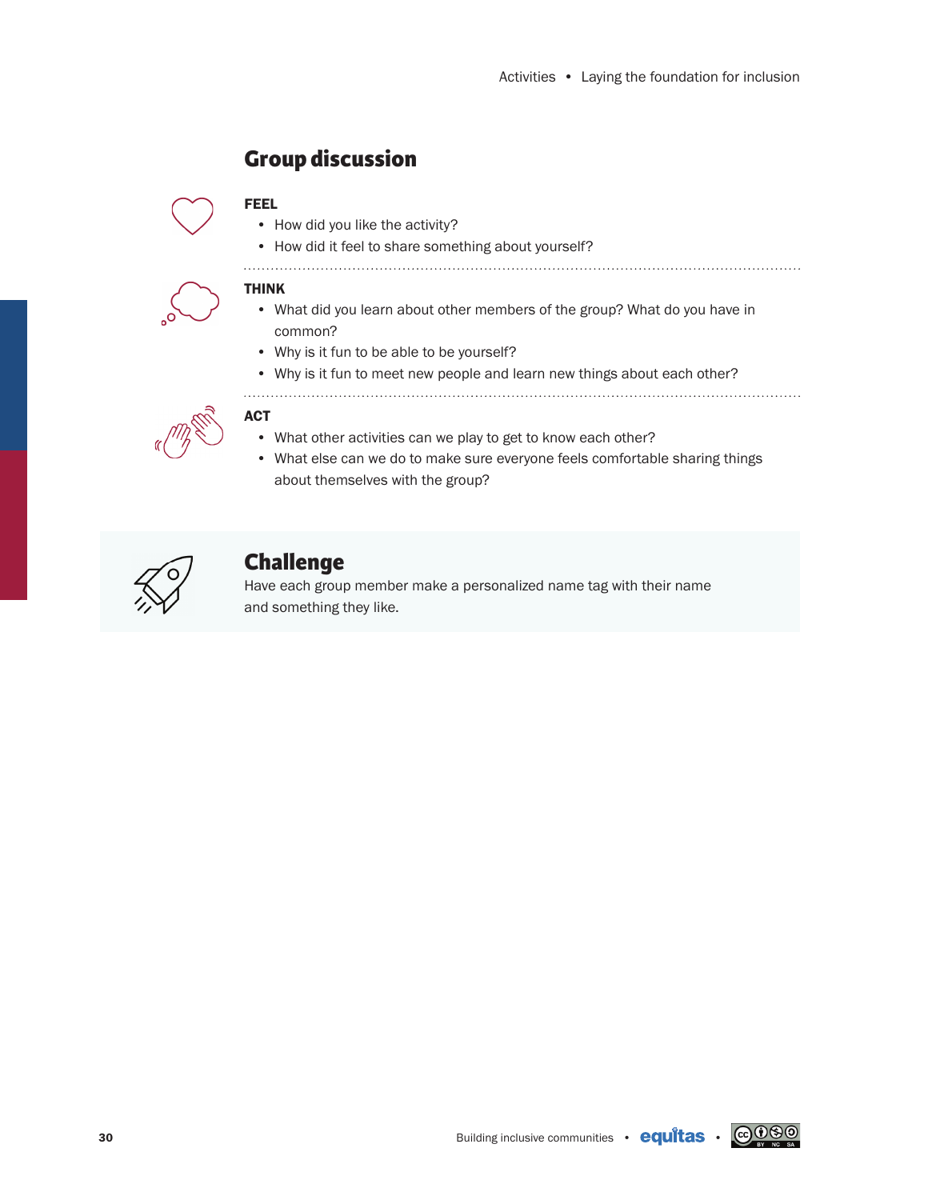## Group discussion

**FEEL**

- How did you like the activity?
- How did it feel to share something about yourself?

**THINK**

- What did you learn about other members of the group? What do you have in common?
- Why is it fun to be able to be yourself?
- Why is it fun to meet new people and learn new things about each other?

**ACT**

- What other activities can we play to get to know each other?
- What else can we do to make sure everyone feels comfortable sharing things about themselves with the group?

## Challenge

Have each group member make a personalized name tag with their name and something they like.